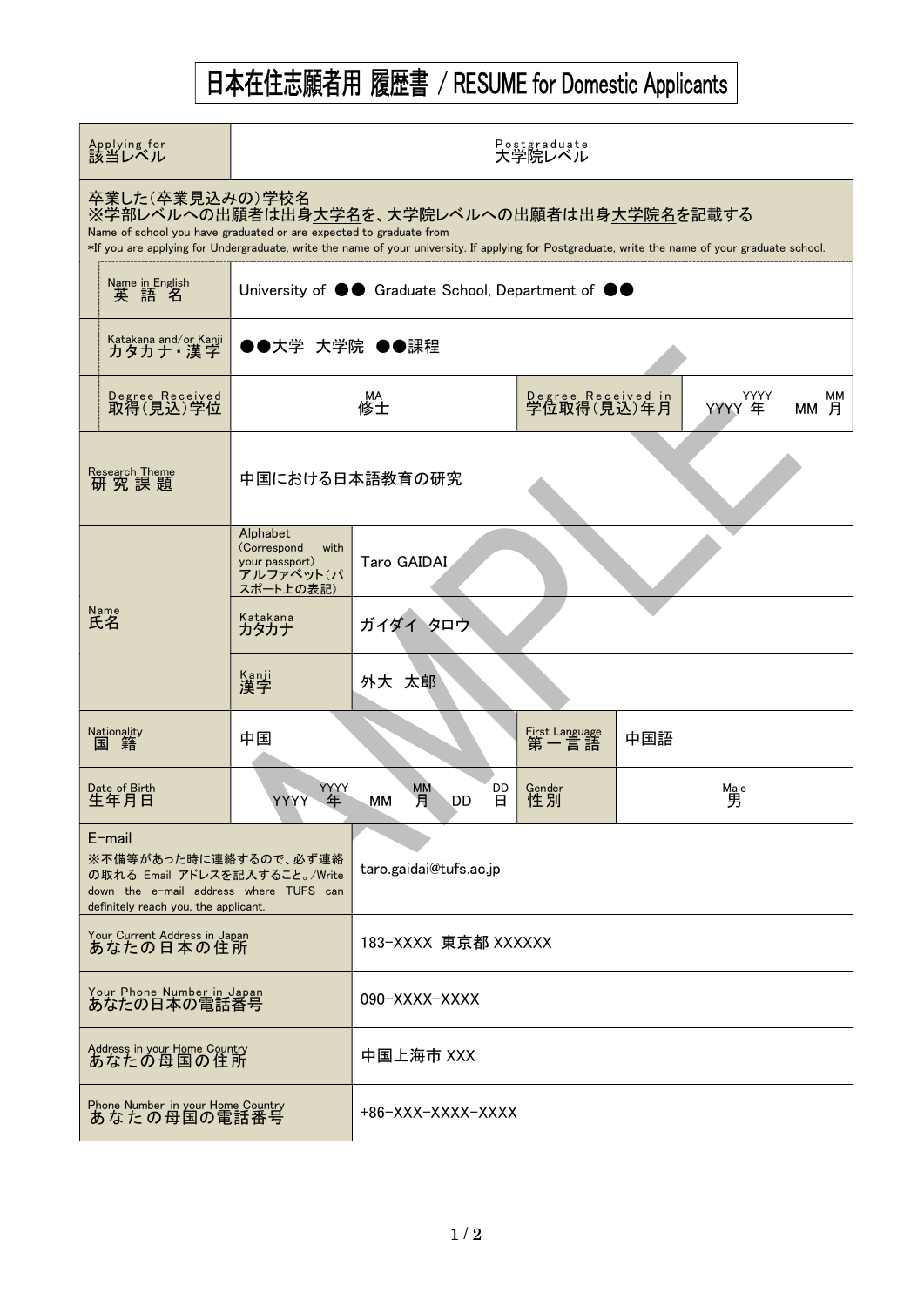# 日本在住志願者用 履歴書 / RESUME for Domestic Applicants

| | | | | | |
|---|---|---|---|---|---|
| Applying for 該当レベル | Postgraduate 大学院レベル | | | | |
| 卒業した(卒業見込みの)学校名 ※学部レベルへの出願者は出身大学名を、大学院レベルへの出願者は出身大学院名を記載する Name of school you have graduated or are expected to graduate from *If you are applying for Undergraduate, write the name of your university. If applying for Postgraduate, write the name of your graduate school. | | | | | |
| Name in English 英語名 | University of ●● Graduate School, Department of ●● | | | | |
| Katakana and/or Kanji カタカナ・漢字 | ●●大学 大学院 ●●課程 | | | | |
| Degree Received 取得(見込)学位 | MA 修士 | | Degree Received in 学位取得(見込)年月 | YYYY 年 YYYY MM 月 MM | |
| Research Theme 研究課題 | 中国における日本語教育の研究 | | | | |
| Name 氏名 | Alphabet (Correspond with your passport) アルファベット(パスポート上の表記) | Taro GAIDAI | | | |
| | Katakana カタカナ | ガイダイ タロウ | | | |
| | Kanji 漢字 | 外大 太郎 | | | |
| Nationality 国籍 | 中国 | | First Language 第一言語 | 中国語 | |
| Date of Birth 生年月日 | YYYY 年 YYYY MM 月 MM DD 日 DD | | Gender 性別 | Male 男 | |
| E-mail ※不備等があった時に連絡するので、必ず連絡の取れる Email アドレスを記入すること。/Write down the e-mail address where TUFS can definitely reach you, the applicant. | | taro.gaidai@tufs.ac.jp | | | |
| Your Current Address in Japan あなたの日本の住所 | | 183-XXXX 東京都 XXXXXX | | | |
| Your Phone Number in Japan あなたの日本の電話番号 | | 090-XXXX-XXXX | | | |
| Address in your Home Country あなたの母国の住所 | | 中国上海市 XXX | | | |
| Phone Number in your Home Country あなたの母国の電話番号 | | +86-XXX-XXXX-XXXX | | | |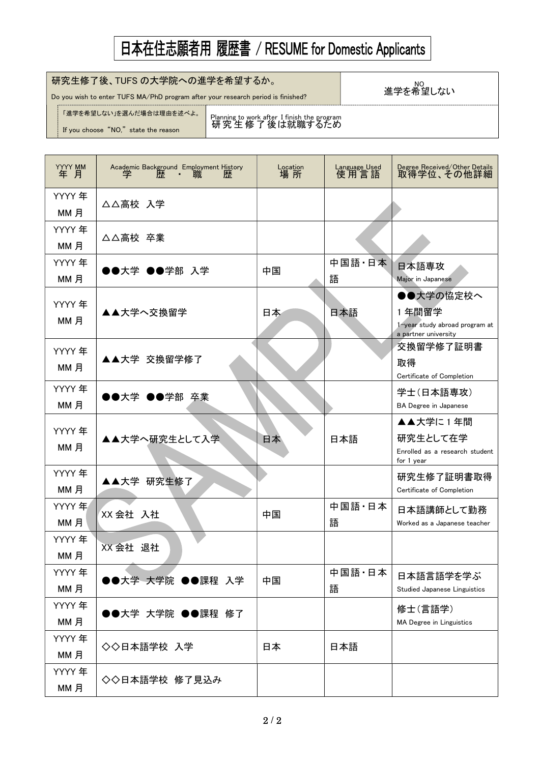# 日本在住志願者用 履歴書 / RESUME for Domestic Applicants

| | |
|---|---|
| 研究生修了後、TUFS の大学院への進学を希望するか。<br>Do you wish to enter TUFS MA/PhD program after your research period is finished? | NO<br>進学を希望しない |
| 「進学を希望しない」を選んだ場合は理由を述べよ。<br>If you choose "NO," state the reason | Planning to work after I finish the program<br>研究生修了後は就職するため |

| YYYY MM<br>年 月 | Academic Background Employment History<br>学 歴 ・ 職 歴 | Location<br>場 所 | Language Used<br>使 用 言 語 | Degree Received/Other Details<br>取得学位、その他詳細 |
|---|---|---|---|---|
| YYYY 年<br>MM 月 | △△高校 入学 | | | |
| YYYY 年<br>MM 月 | △△高校 卒業 | | | |
| YYYY 年<br>MM 月 | ●●大学 ●●学部 入学 | 中国 | 中国語・日本語 | 日本語専攻<br>Major in Japanese |
| YYYY 年<br>MM 月 | ▲▲大学へ交換留学 | 日本 | 日本語 | ●●大学の協定校へ1 年間留学<br>1-year study abroad program at a partner university |
| YYYY 年<br>MM 月 | ▲▲大学 交換留学修了 | | | 交換留学修了証明書取得<br>Certificate of Completion |
| YYYY 年<br>MM 月 | ●●大学 ●●学部 卒業 | | | 学士（日本語専攻）<br>BA Degree in Japanese |
| YYYY 年<br>MM 月 | ▲▲大学へ研究生として入学 | 日本 | 日本語 | ▲▲大学に 1 年間研究生として在学<br>Enrolled as a research student for 1 year |
| YYYY 年<br>MM 月 | ▲▲大学 研究生修了 | | | 研究生修了証明書取得<br>Certificate of Completion |
| YYYY 年<br>MM 月 | XX 会社 入社 | 中国 | 中国語・日本語 | 日本語講師として勤務<br>Worked as a Japanese teacher |
| YYYY 年<br>MM 月 | XX 会社 退社 | | | |
| YYYY 年<br>MM 月 | ●●大学 大学院 ●●課程 入学 | 中国 | 中国語・日本語 | 日本語言語学を学ぶ<br>Studied Japanese Linguistics |
| YYYY 年<br>MM 月 | ●●大学 大学院 ●●課程 修了 | | | 修士（言語学）<br>MA Degree in Linguistics |
| YYYY 年<br>MM 月 | ◇◇日本語学校 入学 | 日本 | 日本語 | |
| YYYY 年<br>MM 月 | ◇◇日本語学校 修了見込み | | | |